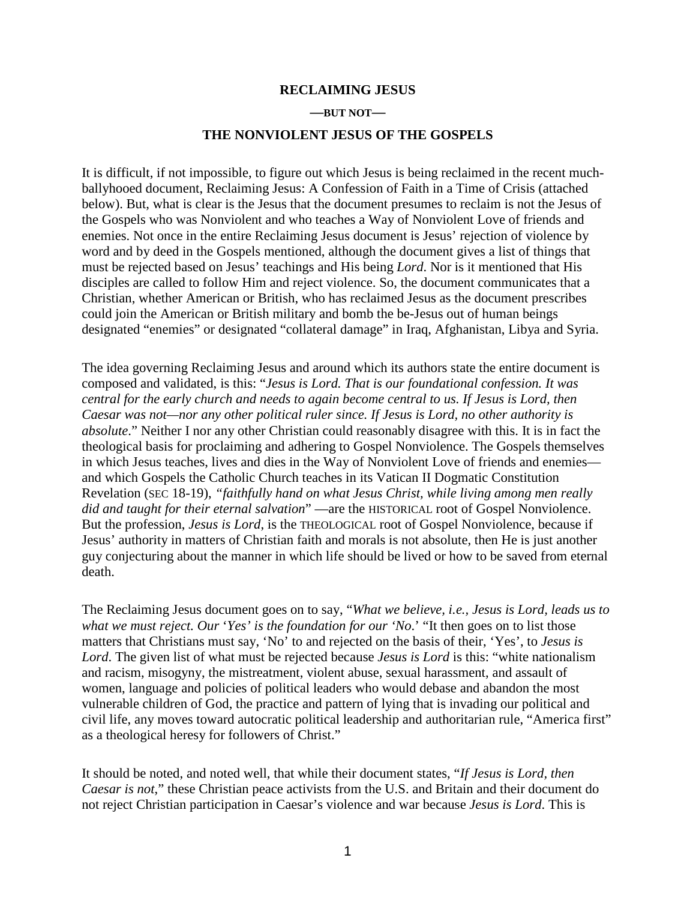# RECLAIMING JESUS

**—BUT NOT—**

## THE NONVIOLENT JESUS OF THE GOSPELS

It is difficult, if not impossible, to figure out which Jesus is being reclaimed in the recent much-ballyhooed document, Reclaiming Jesus: A Confession of Faith in a Time of Crisis (attached below). But, what is clear is the Jesus that the document presumes to reclaim is not the Jesus of the Gospels who was Nonviolent and who teaches a Way of Nonviolent Love of friends and enemies. Not once in the entire Reclaiming Jesus document is Jesus' rejection of violence by word and by deed in the Gospels mentioned, although the document gives a list of things that must be rejected based on Jesus' teachings and His being *Lord*. Nor is it mentioned that His disciples are called to follow Him and reject violence. So, the document communicates that a Christian, whether American or British, who has reclaimed Jesus as the document prescribes could join the American or British military and bomb the be-Jesus out of human beings designated "enemies" or designated "collateral damage" in Iraq, Afghanistan, Libya and Syria.

The idea governing Reclaiming Jesus and around which its authors state the entire document is composed and validated, is this: "*Jesus is Lord. That is our foundational confession. It was central for the early church and needs to again become central to us. If Jesus is Lord, then Caesar was not—nor any other political ruler since. If Jesus is Lord, no other authority is absolute*." Neither I nor any other Christian could reasonably disagree with this. It is in fact the theological basis for proclaiming and adhering to Gospel Nonviolence. The Gospels themselves in which Jesus teaches, lives and dies in the Way of Nonviolent Love of friends and enemies—and which Gospels the Catholic Church teaches in its Vatican II Dogmatic Constitution Revelation (SEC 18-19), *"faithfully hand on what Jesus Christ, while living among men really did and taught for their eternal salvation*" —are the HISTORICAL root of Gospel Nonviolence. But the profession, *Jesus is Lord*, is the THEOLOGICAL root of Gospel Nonviolence, because if Jesus' authority in matters of Christian faith and morals is not absolute, then He is just another guy conjecturing about the manner in which life should be lived or how to be saved from eternal death.

The Reclaiming Jesus document goes on to say, "*What we believe, i.e., Jesus is Lord, leads us to what we must reject. Our 'Yes' is the foundation for our 'No.'* "It then goes on to list those matters that Christians must say, 'No' to and rejected on the basis of their, 'Yes', to *Jesus is Lord*. The given list of what must be rejected because *Jesus is Lord* is this: "white nationalism and racism, misogyny, the mistreatment, violent abuse, sexual harassment, and assault of women, language and policies of political leaders who would debase and abandon the most vulnerable children of God, the practice and pattern of lying that is invading our political and civil life, any moves toward autocratic political leadership and authoritarian rule, "America first" as a theological heresy for followers of Christ."

It should be noted, and noted well, that while their document states, "*If Jesus is Lord, then Caesar is not*," these Christian peace activists from the U.S. and Britain and their document do not reject Christian participation in Caesar's violence and war because *Jesus is Lord*. This is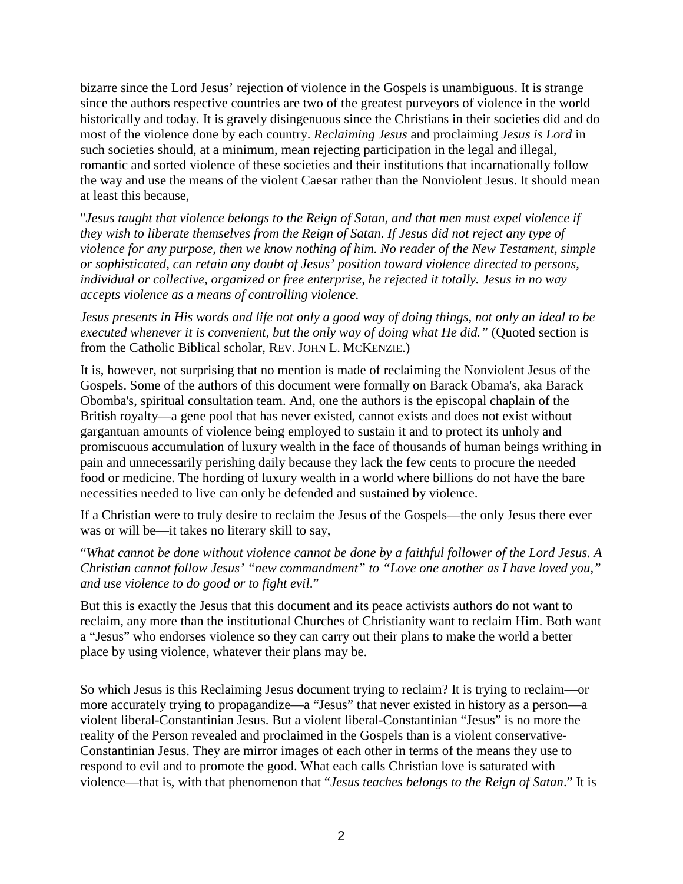bizarre since the Lord Jesus' rejection of violence in the Gospels is unambiguous. It is strange since the authors respective countries are two of the greatest purveyors of violence in the world historically and today. It is gravely disingenuous since the Christians in their societies did and do most of the violence done by each country. *Reclaiming Jesus* and proclaiming *Jesus is Lord* in such societies should, at a minimum, mean rejecting participation in the legal and illegal, romantic and sorted violence of these societies and their institutions that incarnationally follow the way and use the means of the violent Caesar rather than the Nonviolent Jesus. It should mean at least this because,

"*Jesus taught that violence belongs to the Reign of Satan, and that men must expel violence if they wish to liberate themselves from the Reign of Satan. If Jesus did not reject any type of violence for any purpose, then we know nothing of him. No reader of the New Testament, simple or sophisticated, can retain any doubt of Jesus' position toward violence directed to persons, individual or collective, organized or free enterprise, he rejected it totally. Jesus in no way accepts violence as a means of controlling violence.*

*Jesus presents in His words and life not only a good way of doing things, not only an ideal to be executed whenever it is convenient, but the only way of doing what He did."* (Quoted section is from the Catholic Biblical scholar, REV. JOHN L. MCKENZIE.)

It is, however, not surprising that no mention is made of reclaiming the Nonviolent Jesus of the Gospels. Some of the authors of this document were formally on Barack Obama's, aka Barack Obomba's, spiritual consultation team. And, one the authors is the episcopal chaplain of the British royalty—a gene pool that has never existed, cannot exists and does not exist without gargantuan amounts of violence being employed to sustain it and to protect its unholy and promiscuous accumulation of luxury wealth in the face of thousands of human beings writhing in pain and unnecessarily perishing daily because they lack the few cents to procure the needed food or medicine. The hording of luxury wealth in a world where billions do not have the bare necessities needed to live can only be defended and sustained by violence.

If a Christian were to truly desire to reclaim the Jesus of the Gospels—the only Jesus there ever was or will be—it takes no literary skill to say,

"*What cannot be done without violence cannot be done by a faithful follower of the Lord Jesus. A Christian cannot follow Jesus' "new commandment" to "Love one another as I have loved you," and use violence to do good or to fight evil*."

But this is exactly the Jesus that this document and its peace activists authors do not want to reclaim, any more than the institutional Churches of Christianity want to reclaim Him. Both want a "Jesus" who endorses violence so they can carry out their plans to make the world a better place by using violence, whatever their plans may be.

So which Jesus is this Reclaiming Jesus document trying to reclaim? It is trying to reclaim—or more accurately trying to propagandize—a "Jesus" that never existed in history as a person—a violent liberal-Constantinian Jesus. But a violent liberal-Constantinian "Jesus" is no more the reality of the Person revealed and proclaimed in the Gospels than is a violent conservative-Constantinian Jesus. They are mirror images of each other in terms of the means they use to respond to evil and to promote the good. What each calls Christian love is saturated with violence—that is, with that phenomenon that "*Jesus teaches belongs to the Reign of Satan*." It is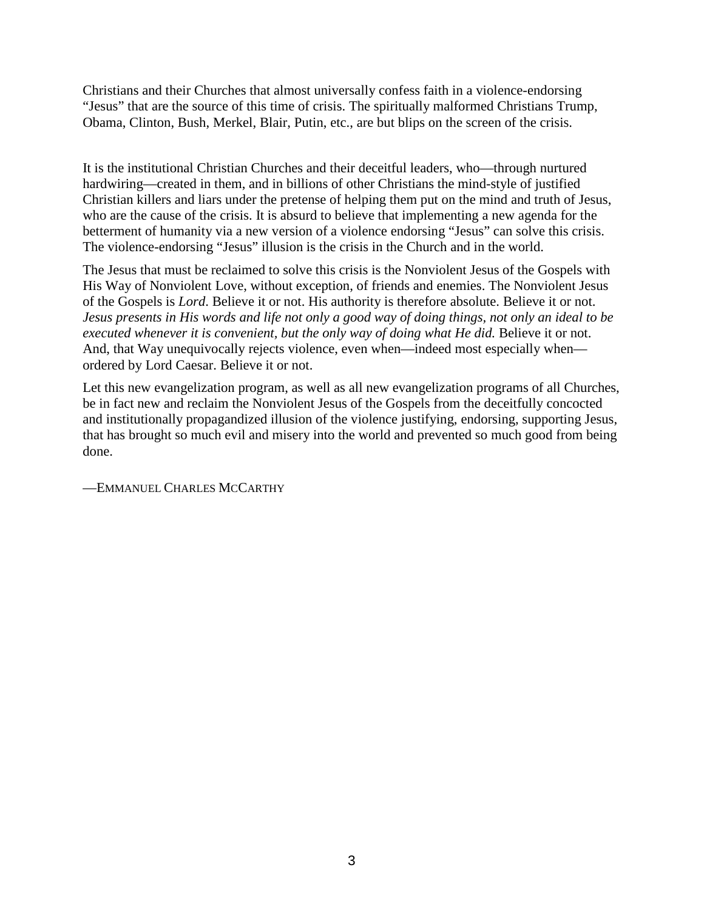Christians and their Churches that almost universally confess faith in a violence-endorsing "Jesus" that are the source of this time of crisis. The spiritually malformed Christians Trump, Obama, Clinton, Bush, Merkel, Blair, Putin, etc., are but blips on the screen of the crisis.

It is the institutional Christian Churches and their deceitful leaders, who—through nurtured hardwiring—created in them, and in billions of other Christians the mind-style of justified Christian killers and liars under the pretense of helping them put on the mind and truth of Jesus, who are the cause of the crisis. It is absurd to believe that implementing a new agenda for the betterment of humanity via a new version of a violence endorsing "Jesus" can solve this crisis. The violence-endorsing "Jesus" illusion is the crisis in the Church and in the world.

The Jesus that must be reclaimed to solve this crisis is the Nonviolent Jesus of the Gospels with His Way of Nonviolent Love, without exception, of friends and enemies. The Nonviolent Jesus of the Gospels is *Lord*. Believe it or not. His authority is therefore absolute. Believe it or not. *Jesus presents in His words and life not only a good way of doing things, not only an ideal to be executed whenever it is convenient, but the only way of doing what He did.* Believe it or not. And, that Way unequivocally rejects violence, even when—indeed most especially when—ordered by Lord Caesar. Believe it or not.

Let this new evangelization program, as well as all new evangelization programs of all Churches, be in fact new and reclaim the Nonviolent Jesus of the Gospels from the deceitfully concocted and institutionally propagandized illusion of the violence justifying, endorsing, supporting Jesus, that has brought so much evil and misery into the world and prevented so much good from being done.

—EMMANUEL CHARLES MCCARTHY